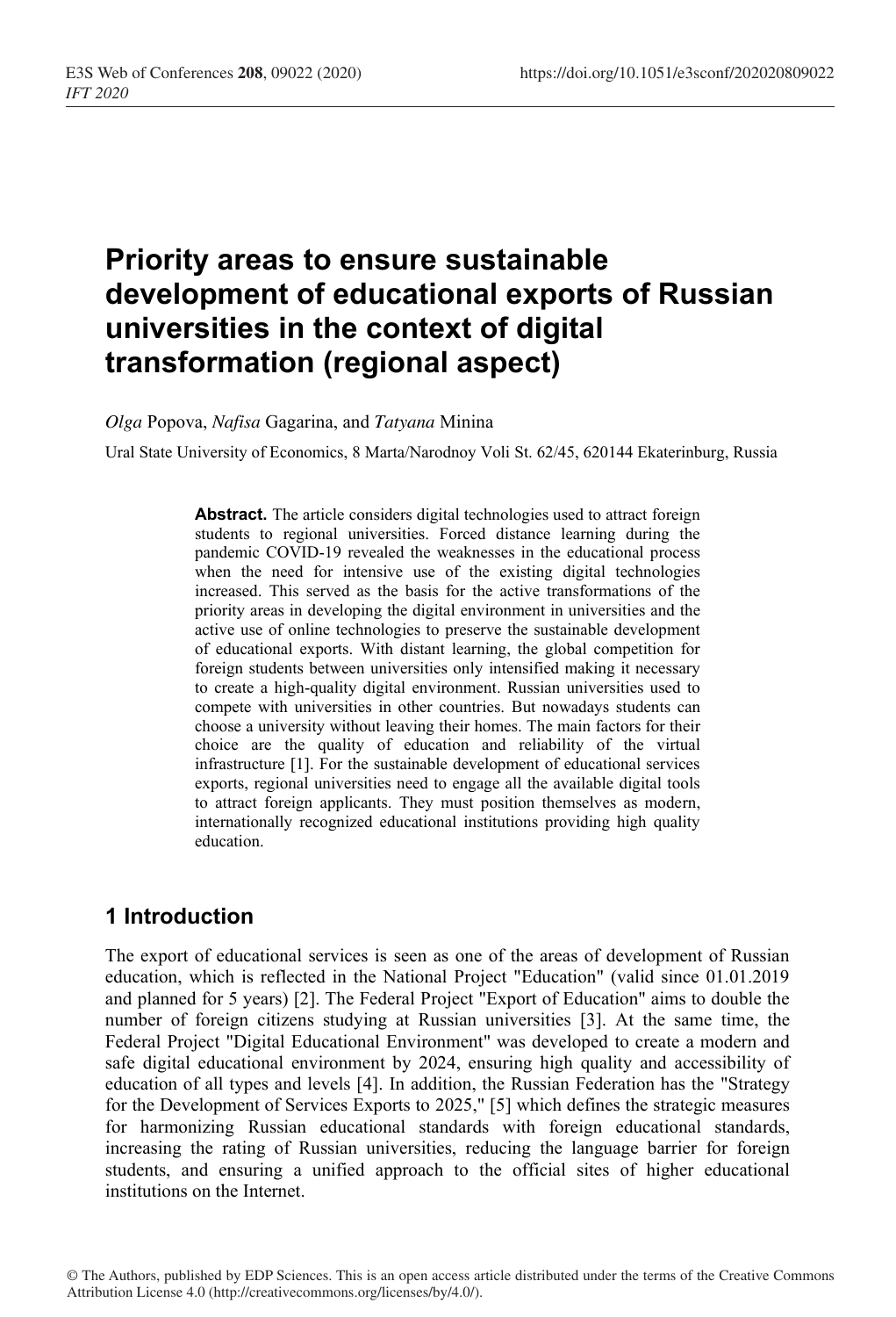# Priority areas to ensure sustainable development of educational exports of Russian universities in the context of digital transformation (regional aspect)

*Olga* Popova, *Nafisa* Gagarina, and *Tatyana* Minina

Ural State University of Economics, 8 Marta/Narodnoy Voli St. 62/45, 620144 Ekaterinburg, Russia

**Abstract.** The article considers digital technologies used to attract foreign students to regional universities. Forced distance learning during the pandemic COVID-19 revealed the weaknesses in the educational process when the need for intensive use of the existing digital technologies increased. This served as the basis for the active transformations of the priority areas in developing the digital environment in universities and the active use of online technologies to preserve the sustainable development of educational exports. With distant learning, the global competition for foreign students between universities only intensified making it necessary to create a high-quality digital environment. Russian universities used to compete with universities in other countries. But nowadays students can choose a university without leaving their homes. The main factors for their choice are the quality of education and reliability of the virtual infrastructure [1]. For the sustainable development of educational services exports, regional universities need to engage all the available digital tools to attract foreign applicants. They must position themselves as modern, internationally recognized educational institutions providing high quality education.

## 1 Introduction

The export of educational services is seen as one of the areas of development of Russian education, which is reflected in the National Project "Education" (valid since 01.01.2019 and planned for 5 years) [2]. The Federal Project "Export of Education" aims to double the number of foreign citizens studying at Russian universities [3]. At the same time, the Federal Project "Digital Educational Environment" was developed to create a modern and safe digital educational environment by 2024, ensuring high quality and accessibility of education of all types and levels [4]. In addition, the Russian Federation has the "Strategy for the Development of Services Exports to 2025," [5] which defines the strategic measures for harmonizing Russian educational standards with foreign educational standards, increasing the rating of Russian universities, reducing the language barrier for foreign students, and ensuring a unified approach to the official sites of higher educational institutions on the Internet.

© The Authors, published by EDP Sciences. This is an open access article distributed under the terms of the Creative Commons Attribution License 4.0 (http://creativecommons.org/licenses/by/4.0/).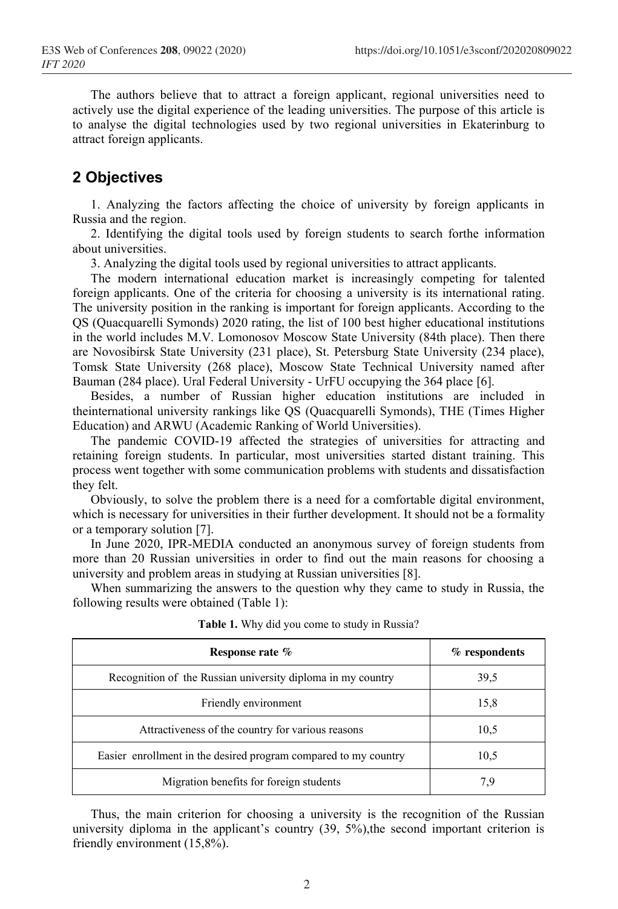The authors believe that to attract a foreign applicant, regional universities need to actively use the digital experience of the leading universities. The purpose of this article is to analyse the digital technologies used by two regional universities in Ekaterinburg to attract foreign applicants.

## 2 Objectives

1. Analyzing the factors affecting the choice of university by foreign applicants in Russia and the region.

2. Identifying the digital tools used by foreign students to search forthe information about universities.

3. Analyzing the digital tools used by regional universities to attract applicants.

The modern international education market is increasingly competing for talented foreign applicants. One of the criteria for choosing a university is its international rating. The university position in the ranking is important for foreign applicants. According to the QS (Quacquarelli Symonds) 2020 rating, the list of 100 best higher educational institutions in the world includes M.V. Lomonosov Moscow State University (84th place). Then there are Novosibirsk State University (231 place), St. Petersburg State University (234 place), Tomsk State University (268 place), Moscow State Technical University named after Bauman (284 place). Ural Federal University - UrFU occupying the 364 place [6].

Besides, a number of Russian higher education institutions are included in theinternational university rankings like QS (Quacquarelli Symonds), THE (Times Higher Education) and ARWU (Academic Ranking of World Universities).

The pandemic COVID-19 affected the strategies of universities for attracting and retaining foreign students. In particular, most universities started distant training. This process went together with some communication problems with students and dissatisfaction they felt.

Obviously, to solve the problem there is a need for a comfortable digital environment, which is necessary for universities in their further development. It should not be a formality or a temporary solution [7].

In June 2020, IPR-MEDIA conducted an anonymous survey of foreign students from more than 20 Russian universities in order to find out the main reasons for choosing a university and problem areas in studying at Russian universities [8].

When summarizing the answers to the question why they came to study in Russia, the following results were obtained (Table 1):

**Table 1.** Why did you come to study in Russia?

| Response rate % | % respondents |
|---|---|
| Recognition of the Russian university diploma in my country | 39,5 |
| Friendly environment | 15,8 |
| Attractiveness of the country for various reasons | 10,5 |
| Easier enrollment in the desired program compared to my country | 10,5 |
| Migration benefits for foreign students | 7,9 |

Thus, the main criterion for choosing a university is the recognition of the Russian university diploma in the applicant's country (39, 5%),the second important criterion is friendly environment (15,8%).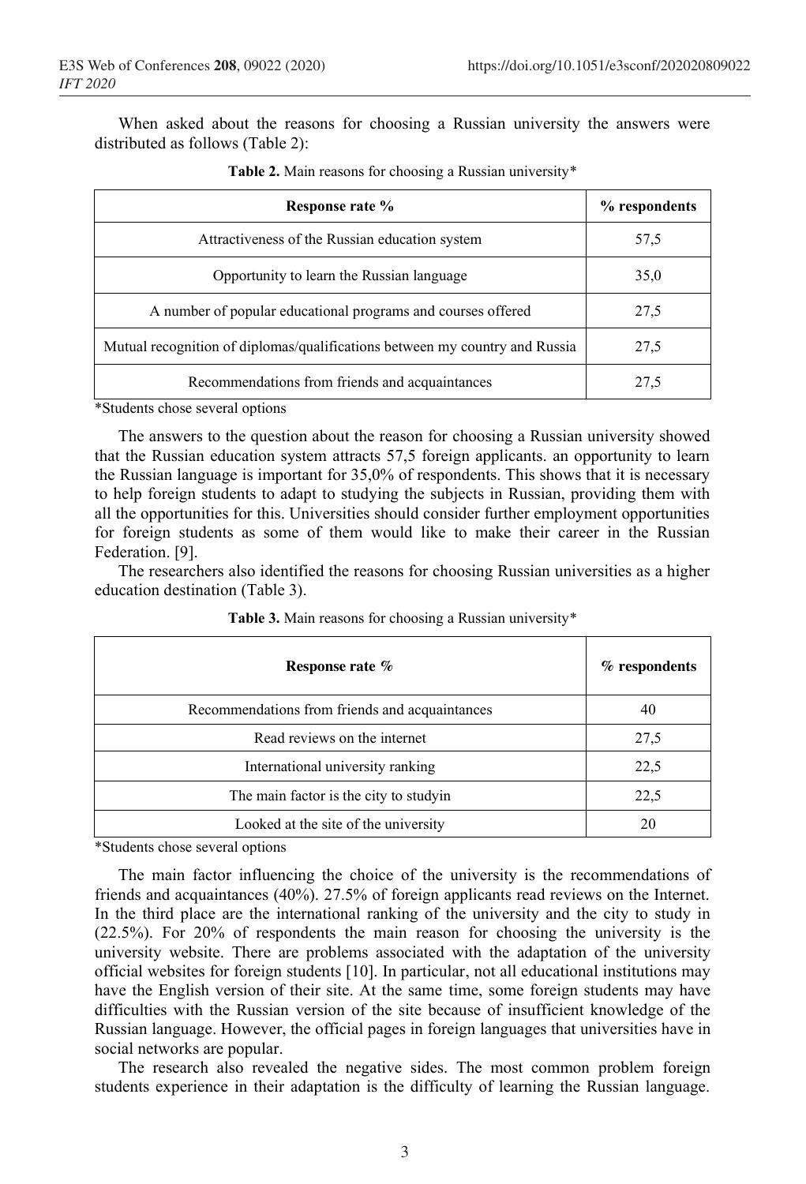When asked about the reasons for choosing a Russian university the answers were distributed as follows (Table 2):

**Table 2.** Main reasons for choosing a Russian university*

| Response rate % | % respondents |
| --- | --- |
| Attractiveness of the Russian education system | 57,5 |
| Opportunity to learn the Russian language | 35,0 |
| A number of popular educational programs and courses offered | 27,5 |
| Mutual recognition of diplomas/qualifications between my country and Russia | 27,5 |
| Recommendations from friends and acquaintances | 27,5 |

*Students chose several options

The answers to the question about the reason for choosing a Russian university showed that the Russian education system attracts 57,5 foreign applicants. an opportunity to learn the Russian language is important for 35,0% of respondents. This shows that it is necessary to help foreign students to adapt to studying the subjects in Russian, providing them with all the opportunities for this. Universities should consider further employment opportunities for foreign students as some of them would like to make their career in the Russian Federation. [9].

The researchers also identified the reasons for choosing Russian universities as a higher education destination (Table 3).

**Table 3.** Main reasons for choosing a Russian university*

| Response rate % | % respondents |
| --- | --- |
| Recommendations from friends and acquaintances | 40 |
| Read reviews on the internet | 27,5 |
| International university ranking | 22,5 |
| The main factor is the city to studyin | 22,5 |
| Looked at the site of the university | 20 |

*Students chose several options

The main factor influencing the choice of the university is the recommendations of friends and acquaintances (40%). 27.5% of foreign applicants read reviews on the Internet. In the third place are the international ranking of the university and the city to study in (22.5%). For 20% of respondents the main reason for choosing the university is the university website. There are problems associated with the adaptation of the university official websites for foreign students [10]. In particular, not all educational institutions may have the English version of their site. At the same time, some foreign students may have difficulties with the Russian version of the site because of insufficient knowledge of the Russian language. However, the official pages in foreign languages that universities have in social networks are popular.

The research also revealed the negative sides. The most common problem foreign students experience in their adaptation is the difficulty of learning the Russian language.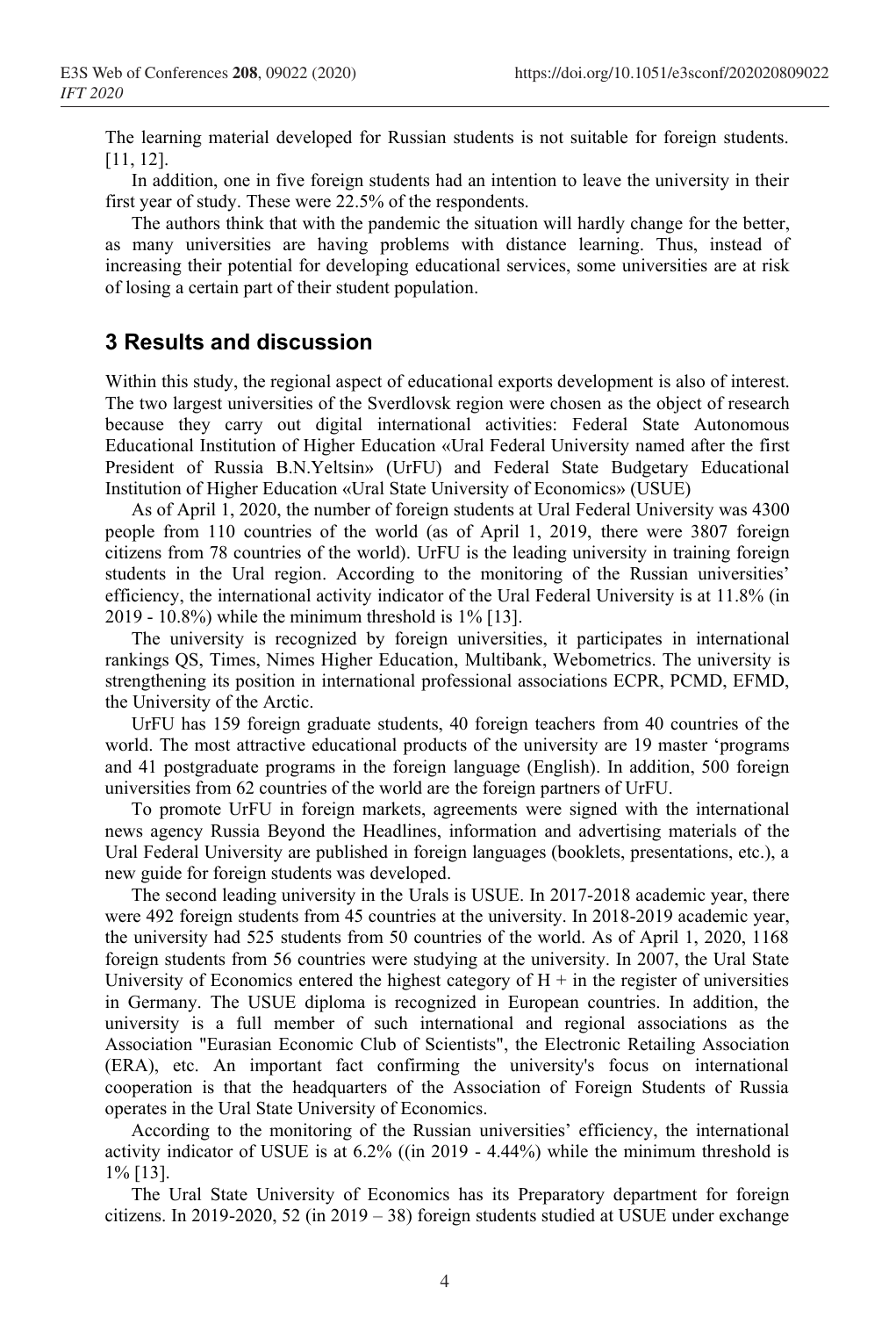The learning material developed for Russian students is not suitable for foreign students. [11, 12].

In addition, one in five foreign students had an intention to leave the university in their first year of study. These were 22.5% of the respondents.

The authors think that with the pandemic the situation will hardly change for the better, as many universities are having problems with distance learning. Thus, instead of increasing their potential for developing educational services, some universities are at risk of losing a certain part of their student population.

## 3 Results and discussion

Within this study, the regional aspect of educational exports development is also of interest. The two largest universities of the Sverdlovsk region were chosen as the object of research because they carry out digital international activities: Federal State Autonomous Educational Institution of Higher Education «Ural Federal University named after the first President of Russia B.N.Yeltsin» (UrFU) and Federal State Budgetary Educational Institution of Higher Education «Ural State University of Economics» (USUE)

As of April 1, 2020, the number of foreign students at Ural Federal University was 4300 people from 110 countries of the world (as of April 1, 2019, there were 3807 foreign citizens from 78 countries of the world). UrFU is the leading university in training foreign students in the Ural region. According to the monitoring of the Russian universities' efficiency, the international activity indicator of the Ural Federal University is at 11.8% (in 2019 - 10.8%) while the minimum threshold is 1% [13].

The university is recognized by foreign universities, it participates in international rankings QS, Times, Nimes Higher Education, Multibank, Webometrics. The university is strengthening its position in international professional associations ECPR, PCMD, EFMD, the University of the Arctic.

UrFU has 159 foreign graduate students, 40 foreign teachers from 40 countries of the world. The most attractive educational products of the university are 19 master 'programs and 41 postgraduate programs in the foreign language (English). In addition, 500 foreign universities from 62 countries of the world are the foreign partners of UrFU.

To promote UrFU in foreign markets, agreements were signed with the international news agency Russia Beyond the Headlines, information and advertising materials of the Ural Federal University are published in foreign languages (booklets, presentations, etc.), a new guide for foreign students was developed.

The second leading university in the Urals is USUE. In 2017-2018 academic year, there were 492 foreign students from 45 countries at the university. In 2018-2019 academic year, the university had 525 students from 50 countries of the world. As of April 1, 2020, 1168 foreign students from 56 countries were studying at the university. In 2007, the Ural State University of Economics entered the highest category of H + in the register of universities in Germany. The USUE diploma is recognized in European countries. In addition, the university is a full member of such international and regional associations as the Association "Eurasian Economic Club of Scientists", the Electronic Retailing Association (ERA), etc. An important fact confirming the university's focus on international cooperation is that the headquarters of the Association of Foreign Students of Russia operates in the Ural State University of Economics.

According to the monitoring of the Russian universities' efficiency, the international activity indicator of USUE is at 6.2% ((in 2019 - 4.44%) while the minimum threshold is 1% [13].

The Ural State University of Economics has its Preparatory department for foreign citizens. In 2019-2020, 52 (in 2019 – 38) foreign students studied at USUE under exchange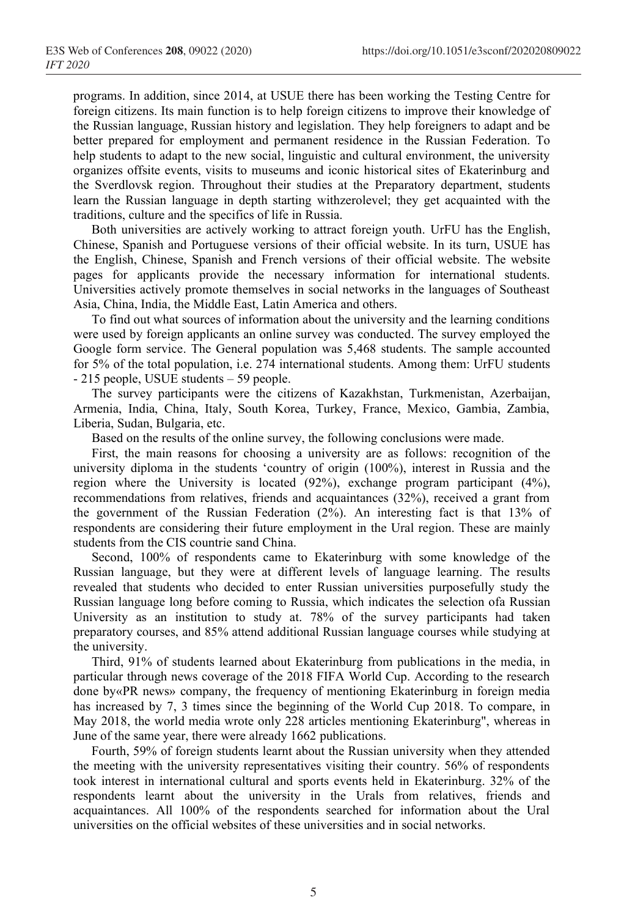programs. In addition, since 2014, at USUE there has been working the Testing Centre for foreign citizens. Its main function is to help foreign citizens to improve their knowledge of the Russian language, Russian history and legislation. They help foreigners to adapt and be better prepared for employment and permanent residence in the Russian Federation. To help students to adapt to the new social, linguistic and cultural environment, the university organizes offsite events, visits to museums and iconic historical sites of Ekaterinburg and the Sverdlovsk region. Throughout their studies at the Preparatory department, students learn the Russian language in depth starting withzerolevel; they get acquainted with the traditions, culture and the specifics of life in Russia.

Both universities are actively working to attract foreign youth. UrFU has the English, Chinese, Spanish and Portuguese versions of their official website. In its turn, USUE has the English, Chinese, Spanish and French versions of their official website. The website pages for applicants provide the necessary information for international students. Universities actively promote themselves in social networks in the languages of Southeast Asia, China, India, the Middle East, Latin America and others.

To find out what sources of information about the university and the learning conditions were used by foreign applicants an online survey was conducted. The survey employed the Google form service. The General population was 5,468 students. The sample accounted for 5% of the total population, i.e. 274 international students. Among them: UrFU students - 215 people, USUE students – 59 people.

The survey participants were the citizens of Kazakhstan, Turkmenistan, Azerbaijan, Armenia, India, China, Italy, South Korea, Turkey, France, Mexico, Gambia, Zambia, Liberia, Sudan, Bulgaria, etc.

Based on the results of the online survey, the following conclusions were made.

First, the main reasons for choosing a university are as follows: recognition of the university diploma in the students 'country of origin (100%), interest in Russia and the region where the University is located (92%), exchange program participant (4%), recommendations from relatives, friends and acquaintances (32%), received a grant from the government of the Russian Federation (2%). An interesting fact is that 13% of respondents are considering their future employment in the Ural region. These are mainly students from the CIS countrie sand China.

Second, 100% of respondents came to Ekaterinburg with some knowledge of the Russian language, but they were at different levels of language learning. The results revealed that students who decided to enter Russian universities purposefully study the Russian language long before coming to Russia, which indicates the selection ofa Russian University as an institution to study at. 78% of the survey participants had taken preparatory courses, and 85% attend additional Russian language courses while studying at the university.

Third, 91% of students learned about Ekaterinburg from publications in the media, in particular through news coverage of the 2018 FIFA World Cup. According to the research done by«PR news» company, the frequency of mentioning Ekaterinburg in foreign media has increased by 7, 3 times since the beginning of the World Cup 2018. To compare, in May 2018, the world media wrote only 228 articles mentioning Ekaterinburg", whereas in June of the same year, there were already 1662 publications.

Fourth, 59% of foreign students learnt about the Russian university when they attended the meeting with the university representatives visiting their country. 56% of respondents took interest in international cultural and sports events held in Ekaterinburg. 32% of the respondents learnt about the university in the Urals from relatives, friends and acquaintances. All 100% of the respondents searched for information about the Ural universities on the official websites of these universities and in social networks.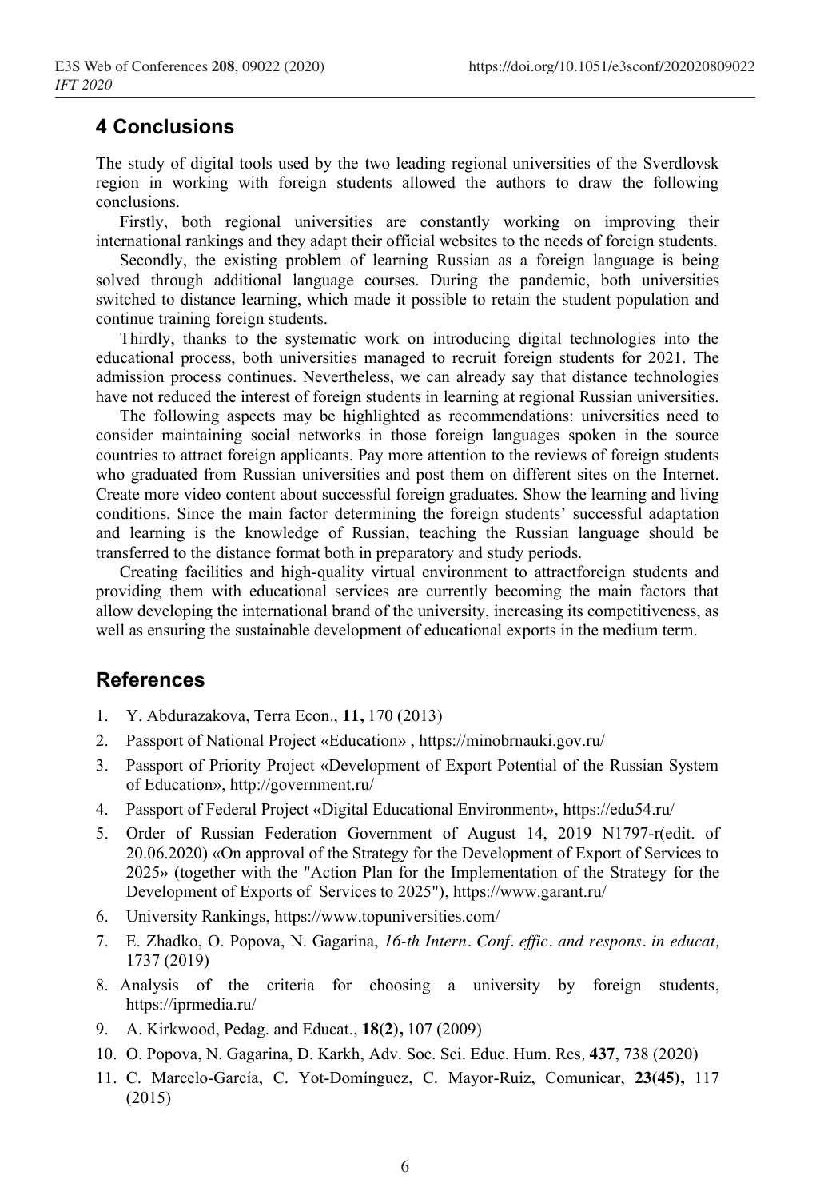## 4 Conclusions

The study of digital tools used by the two leading regional universities of the Sverdlovsk region in working with foreign students allowed the authors to draw the following conclusions.

Firstly, both regional universities are constantly working on improving their international rankings and they adapt their official websites to the needs of foreign students.

Secondly, the existing problem of learning Russian as a foreign language is being solved through additional language courses. During the pandemic, both universities switched to distance learning, which made it possible to retain the student population and continue training foreign students.

Thirdly, thanks to the systematic work on introducing digital technologies into the educational process, both universities managed to recruit foreign students for 2021. The admission process continues. Nevertheless, we can already say that distance technologies have not reduced the interest of foreign students in learning at regional Russian universities.

The following aspects may be highlighted as recommendations: universities need to consider maintaining social networks in those foreign languages spoken in the source countries to attract foreign applicants. Pay more attention to the reviews of foreign students who graduated from Russian universities and post them on different sites on the Internet. Create more video content about successful foreign graduates. Show the learning and living conditions. Since the main factor determining the foreign students' successful adaptation and learning is the knowledge of Russian, teaching the Russian language should be transferred to the distance format both in preparatory and study periods.

Creating facilities and high-quality virtual environment to attractforeign students and providing them with educational services are currently becoming the main factors that allow developing the international brand of the university, increasing its competitiveness, as well as ensuring the sustainable development of educational exports in the medium term.

## References

1. Y. Abdurazakova, Terra Econ., **11,** 170 (2013)
2. Passport of National Project «Education» , https://minobrnauki.gov.ru/
3. Passport of Priority Project «Development of Export Potential of the Russian System of Education», http://government.ru/
4. Passport of Federal Project «Digital Educational Environment», https://edu54.ru/
5. Order of Russian Federation Government of August 14, 2019 N1797-r(edit. of 20.06.2020) «On approval of the Strategy for the Development of Export of Services to 2025» (together with the "Action Plan for the Implementation of the Strategy for the Development of Exports of Services to 2025"), https://www.garant.ru/
6. University Rankings, https://www.topuniversities.com/
7. E. Zhadko, O. Popova, N. Gagarina, *16-th Intern. Conf. effic. and respons. in educat,* 1737 (2019)
8. Analysis of the criteria for choosing a university by foreign students, https://iprmedia.ru/
9. A. Kirkwood, Pedag. and Educat., **18(2),** 107 (2009)
10. O. Popova, N. Gagarina, D. Karkh, Adv. Soc. Sci. Educ. Hum. Res*,* **437**, 738 (2020)
11. C. Marcelo-García, C. Yot-Domínguez, C. Mayor-Ruiz, Comunicar, **23(45),** 117 (2015)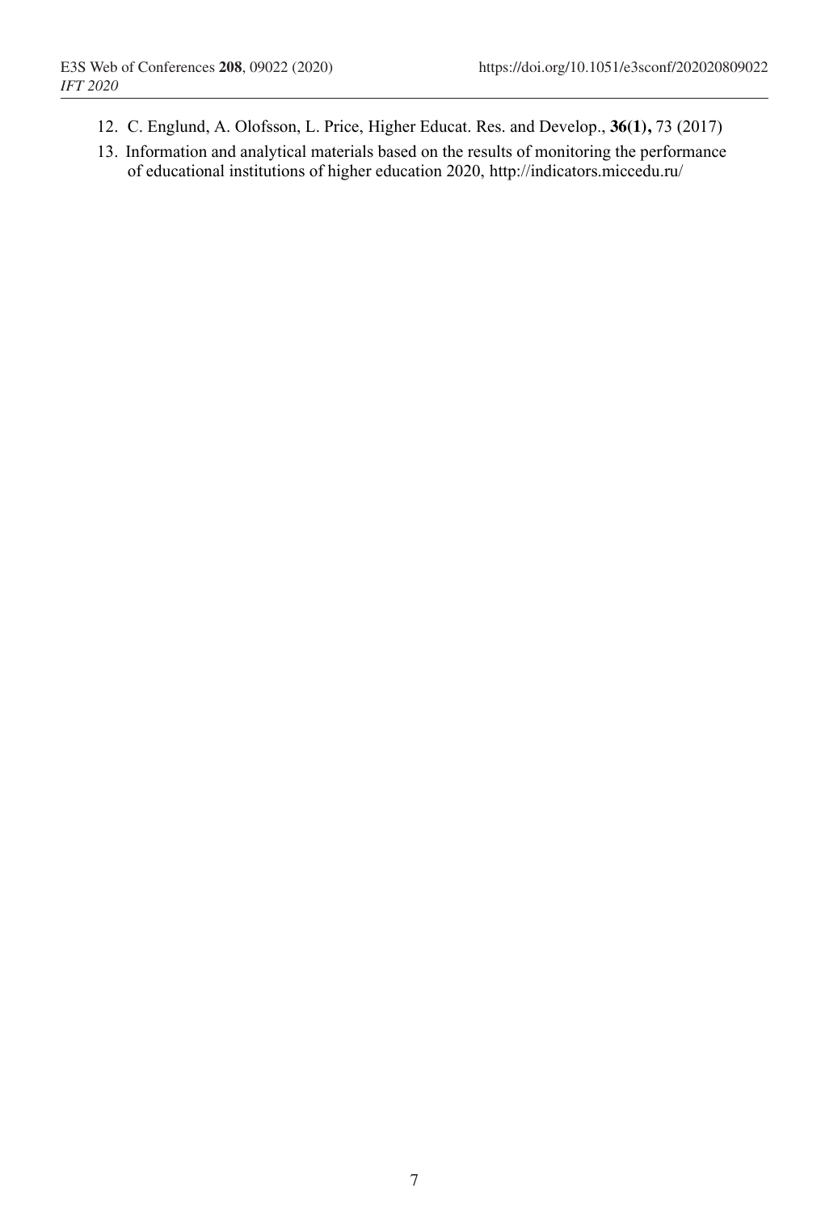12. C. Englund, A. Olofsson, L. Price, Higher Educat. Res. and Develop., **36(1),** 73 (2017)
13. Information and analytical materials based on the results of monitoring the performance of educational institutions of higher education 2020, http://indicators.miccedu.ru/